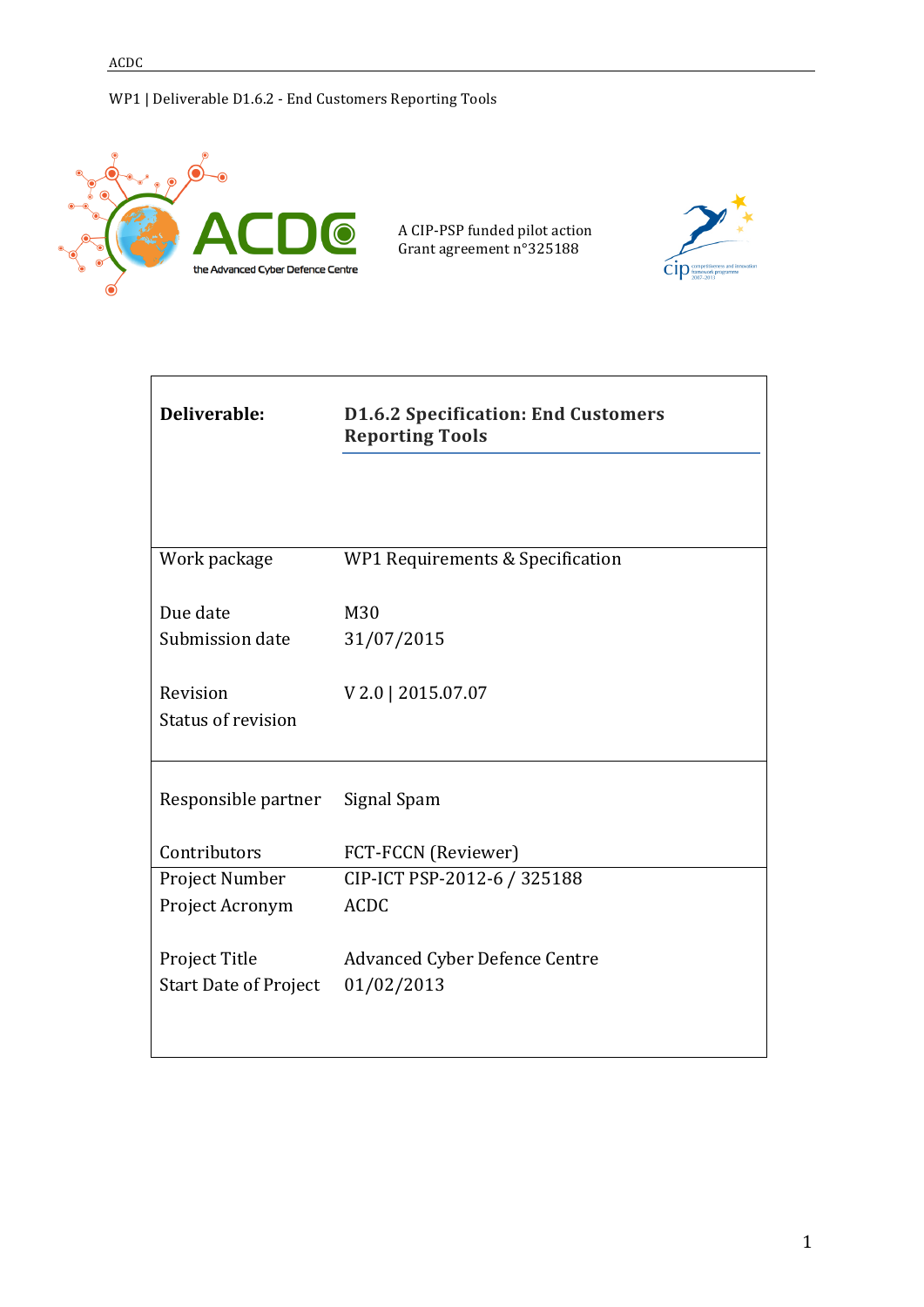A CIP-PSP funded pilot action
Grant agreement n°325188

| **Deliverable:** | **D1.6.2 Specification: End Customers Reporting Tools** |
|---|---|
| Work package | WP1 Requirements & Specification |
| Due date | M30 |
| Submission date | 31/07/2015 |
| Revision | V 2.0 \| 2015.07.07 |
| Status of revision | |
| Responsible partner | Signal Spam |
| Contributors | FCT-FCCN (Reviewer) |
| Project Number | CIP-ICT PSP-2012-6 / 325188 |
| Project Acronym | ACDC |
| Project Title | Advanced Cyber Defence Centre |
| Start Date of Project | 01/02/2013 |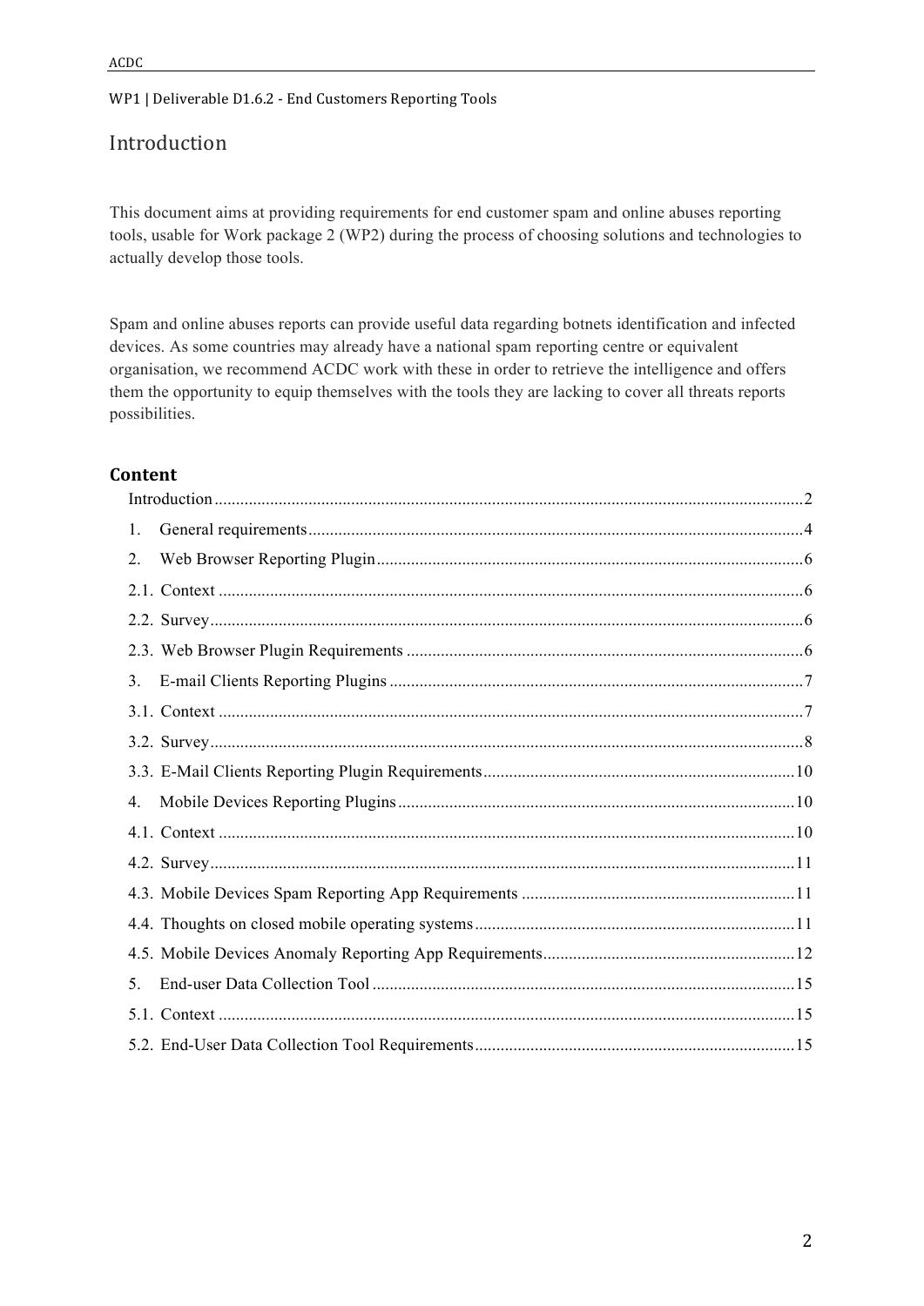## Introduction

This document aims at providing requirements for end customer spam and online abuses reporting tools, usable for Work package 2 (WP2) during the process of choosing solutions and technologies to actually develop those tools.

Spam and online abuses reports can provide useful data regarding botnets identification and infected devices. As some countries may already have a national spam reporting centre or equivalent organisation, we recommend ACDC work with these in order to retrieve the intelligence and offers them the opportunity to equip themselves with the tools they are lacking to cover all threats reports possibilities.

### Content

Introduction ........................................ 2
1. General requirements ........................................ 4
2. Web Browser Reporting Plugin ........................................ 6
2.1. Context ........................................ 6
2.2. Survey ........................................ 6
2.3. Web Browser Plugin Requirements ........................................ 6
3. E-mail Clients Reporting Plugins ........................................ 7
3.1. Context ........................................ 7
3.2. Survey ........................................ 8
3.3. E-Mail Clients Reporting Plugin Requirements ........................................ 10
4. Mobile Devices Reporting Plugins ........................................ 10
4.1. Context ........................................ 10
4.2. Survey ........................................ 11
4.3. Mobile Devices Spam Reporting App Requirements ........................................ 11
4.4. Thoughts on closed mobile operating systems ........................................ 11
4.5. Mobile Devices Anomaly Reporting App Requirements ........................................ 12
5. End-user Data Collection Tool ........................................ 15
5.1. Context ........................................ 15
5.2. End-User Data Collection Tool Requirements ........................................ 15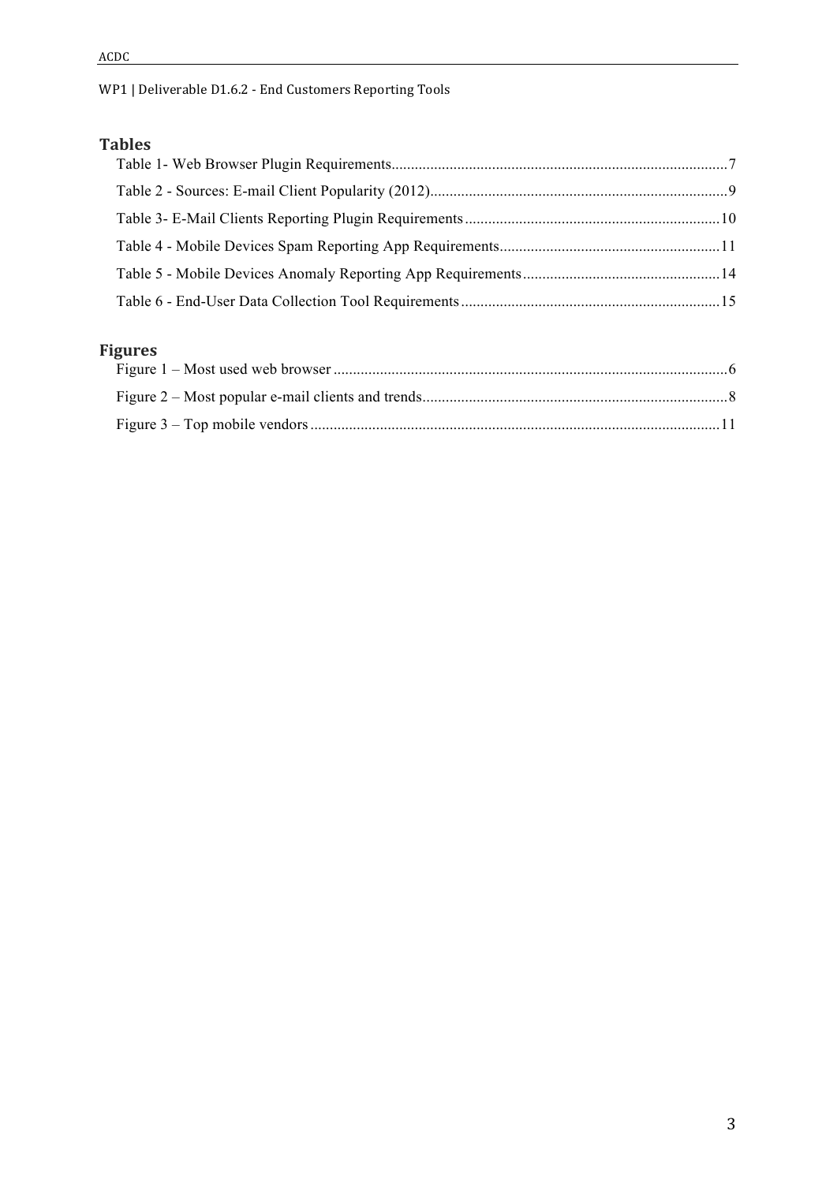## Tables

Table 1- Web Browser Plugin Requirements....................................................................................7

Table 2 - Sources: E-mail Client Popularity (2012)............................................................................9

Table 3- E-Mail Clients Reporting Plugin Requirements.................................................................10

Table 4 - Mobile Devices Spam Reporting App Requirements.........................................................11

Table 5 - Mobile Devices Anomaly Reporting App Requirements..................................................14

Table 6 - End-User Data Collection Tool Requirements..................................................................15

## Figures

Figure 1 – Most used web browser .....................................................................................................6

Figure 2 – Most popular e-mail clients and trends..............................................................................8

Figure 3 – Top mobile vendors .........................................................................................................11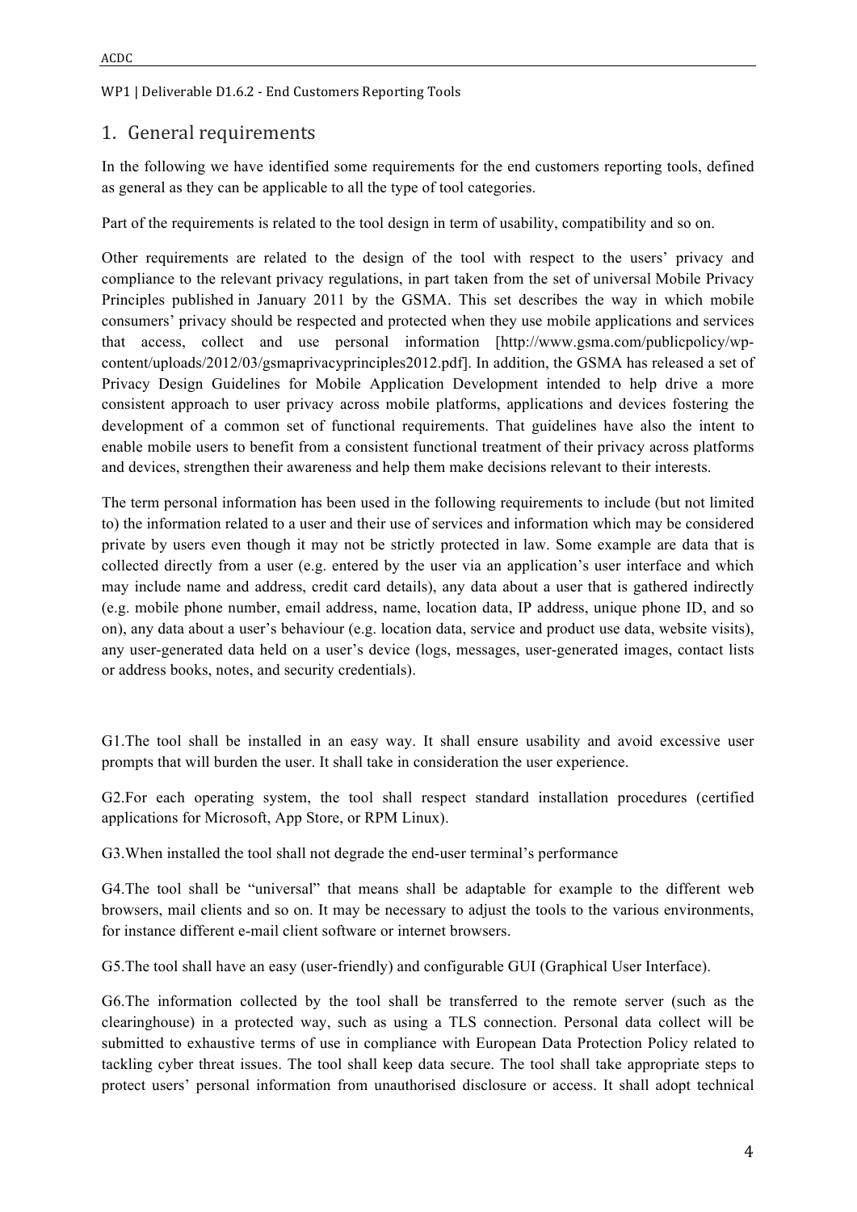# 1. General requirements

In the following we have identified some requirements for the end customers reporting tools, defined as general as they can be applicable to all the type of tool categories.

Part of the requirements is related to the tool design in term of usability, compatibility and so on.

Other requirements are related to the design of the tool with respect to the users' privacy and compliance to the relevant privacy regulations, in part taken from the set of universal Mobile Privacy Principles published in January 2011 by the GSMA. This set describes the way in which mobile consumers' privacy should be respected and protected when they use mobile applications and services that access, collect and use personal information [http://www.gsma.com/publicpolicy/wp-content/uploads/2012/03/gsmaprivacyprinciples2012.pdf]. In addition, the GSMA has released a set of Privacy Design Guidelines for Mobile Application Development intended to help drive a more consistent approach to user privacy across mobile platforms, applications and devices fostering the development of a common set of functional requirements. That guidelines have also the intent to enable mobile users to benefit from a consistent functional treatment of their privacy across platforms and devices, strengthen their awareness and help them make decisions relevant to their interests.

The term personal information has been used in the following requirements to include (but not limited to) the information related to a user and their use of services and information which may be considered private by users even though it may not be strictly protected in law. Some example are data that is collected directly from a user (e.g. entered by the user via an application's user interface and which may include name and address, credit card details), any data about a user that is gathered indirectly (e.g. mobile phone number, email address, name, location data, IP address, unique phone ID, and so on), any data about a user's behaviour (e.g. location data, service and product use data, website visits), any user-generated data held on a user's device (logs, messages, user-generated images, contact lists or address books, notes, and security credentials).

G1.The tool shall be installed in an easy way. It shall ensure usability and avoid excessive user prompts that will burden the user. It shall take in consideration the user experience.

G2.For each operating system, the tool shall respect standard installation procedures (certified applications for Microsoft, App Store, or RPM Linux).

G3.When installed the tool shall not degrade the end-user terminal's performance

G4.The tool shall be "universal" that means shall be adaptable for example to the different web browsers, mail clients and so on. It may be necessary to adjust the tools to the various environments, for instance different e-mail client software or internet browsers.

G5.The tool shall have an easy (user-friendly) and configurable GUI (Graphical User Interface).

G6.The information collected by the tool shall be transferred to the remote server (such as the clearinghouse) in a protected way, such as using a TLS connection. Personal data collect will be submitted to exhaustive terms of use in compliance with European Data Protection Policy related to tackling cyber threat issues. The tool shall keep data secure. The tool shall take appropriate steps to protect users' personal information from unauthorised disclosure or access. It shall adopt technical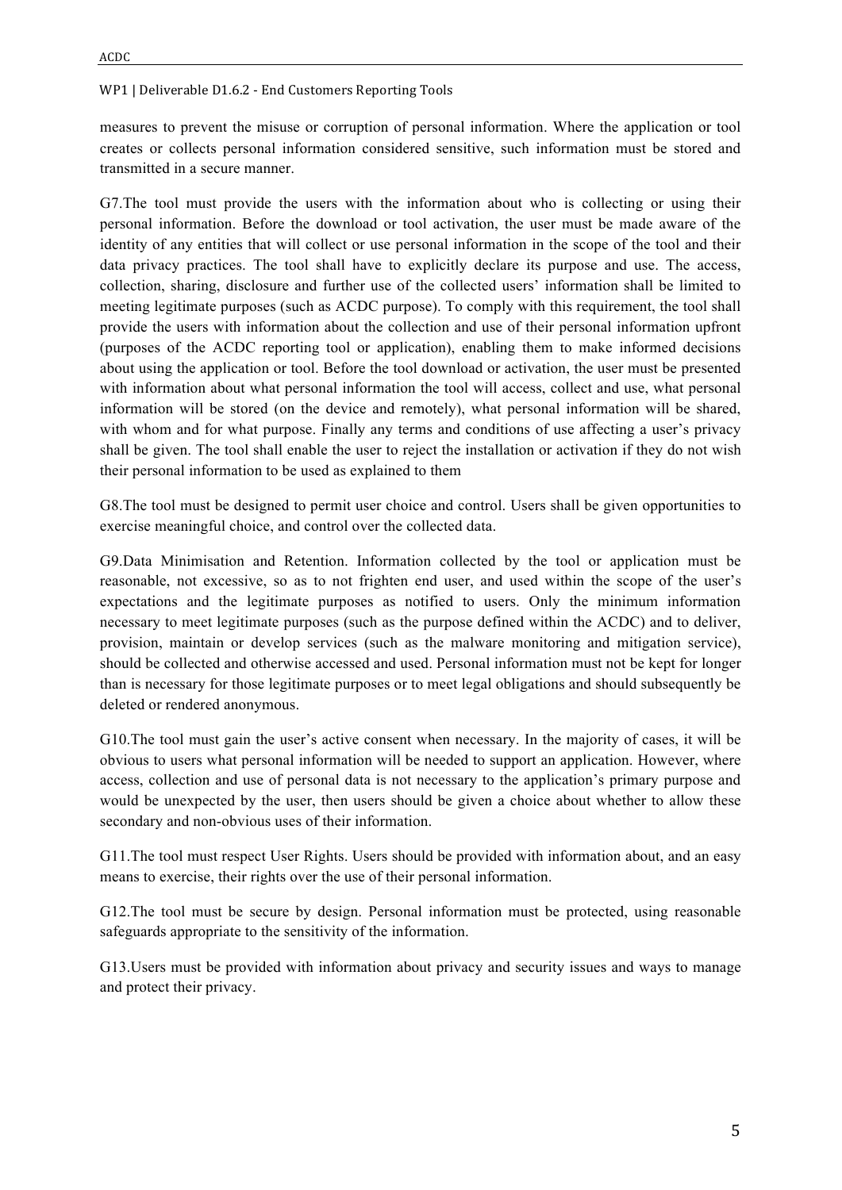measures to prevent the misuse or corruption of personal information. Where the application or tool creates or collects personal information considered sensitive, such information must be stored and transmitted in a secure manner.

G7.The tool must provide the users with the information about who is collecting or using their personal information. Before the download or tool activation, the user must be made aware of the identity of any entities that will collect or use personal information in the scope of the tool and their data privacy practices. The tool shall have to explicitly declare its purpose and use. The access, collection, sharing, disclosure and further use of the collected users' information shall be limited to meeting legitimate purposes (such as ACDC purpose). To comply with this requirement, the tool shall provide the users with information about the collection and use of their personal information upfront (purposes of the ACDC reporting tool or application), enabling them to make informed decisions about using the application or tool. Before the tool download or activation, the user must be presented with information about what personal information the tool will access, collect and use, what personal information will be stored (on the device and remotely), what personal information will be shared, with whom and for what purpose. Finally any terms and conditions of use affecting a user's privacy shall be given. The tool shall enable the user to reject the installation or activation if they do not wish their personal information to be used as explained to them

G8.The tool must be designed to permit user choice and control. Users shall be given opportunities to exercise meaningful choice, and control over the collected data.

G9.Data Minimisation and Retention. Information collected by the tool or application must be reasonable, not excessive, so as to not frighten end user, and used within the scope of the user's expectations and the legitimate purposes as notified to users. Only the minimum information necessary to meet legitimate purposes (such as the purpose defined within the ACDC) and to deliver, provision, maintain or develop services (such as the malware monitoring and mitigation service), should be collected and otherwise accessed and used. Personal information must not be kept for longer than is necessary for those legitimate purposes or to meet legal obligations and should subsequently be deleted or rendered anonymous.

G10.The tool must gain the user's active consent when necessary. In the majority of cases, it will be obvious to users what personal information will be needed to support an application. However, where access, collection and use of personal data is not necessary to the application's primary purpose and would be unexpected by the user, then users should be given a choice about whether to allow these secondary and non-obvious uses of their information.

G11.The tool must respect User Rights. Users should be provided with information about, and an easy means to exercise, their rights over the use of their personal information.

G12.The tool must be secure by design. Personal information must be protected, using reasonable safeguards appropriate to the sensitivity of the information.

G13.Users must be provided with information about privacy and security issues and ways to manage and protect their privacy.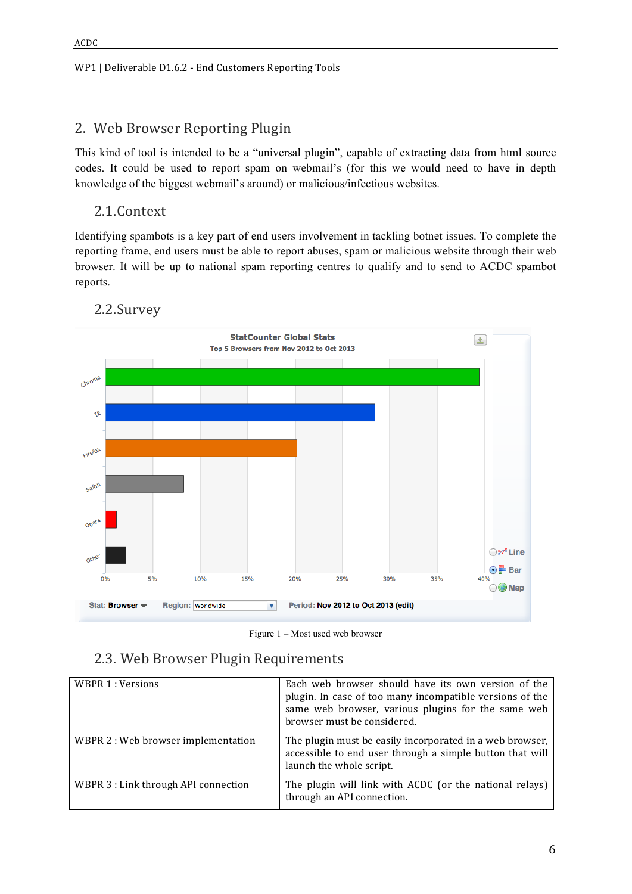## 2. Web Browser Reporting Plugin

This kind of tool is intended to be a "universal plugin", capable of extracting data from html source codes. It could be used to report spam on webmail's (for this we would need to have in depth knowledge of the biggest webmail's around) or malicious/infectious websites.

### 2.1. Context

Identifying spambots is a key part of end users involvement in tackling botnet issues. To complete the reporting frame, end users must be able to report abuses, spam or malicious website through their web browser. It will be up to national spam reporting centres to qualify and to send to ACDC spambot reports.

### 2.2. Survey

Figure 1 – Most used web browser

### 2.3. Web Browser Plugin Requirements

| | |
|---|---|
| WBPR 1 : Versions | Each web browser should have its own version of the plugin. In case of too many incompatible versions of the same web browser, various plugins for the same web browser must be considered. |
| WBPR 2 : Web browser implementation | The plugin must be easily incorporated in a web browser, accessible to end user through a simple button that will launch the whole script. |
| WBPR 3 : Link through API connection | The plugin will link with ACDC (or the national relays) through an API connection. |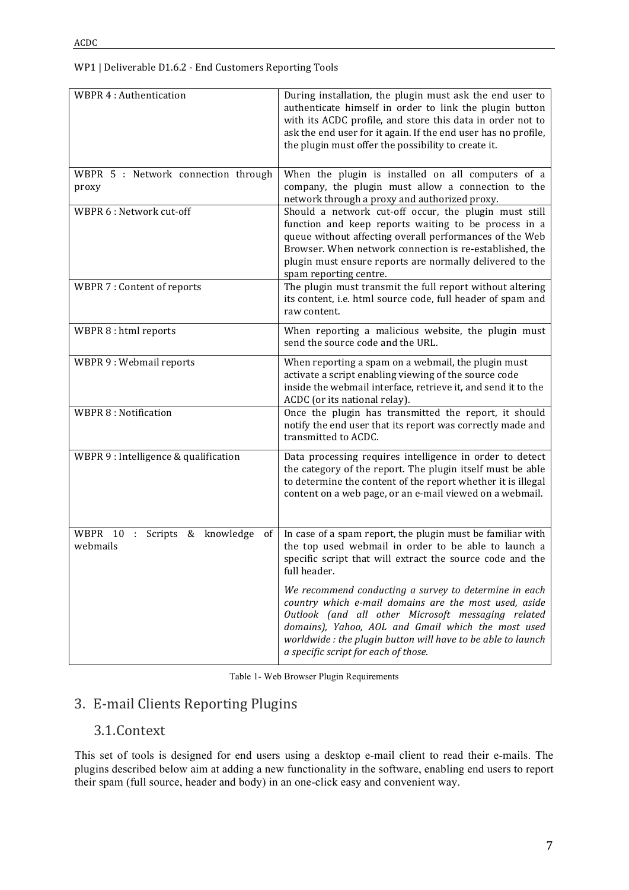| | |
|---|---|
| WBPR 4 : Authentication | During installation, the plugin must ask the end user to authenticate himself in order to link the plugin button with its ACDC profile, and store this data in order not to ask the end user for it again. If the end user has no profile, the plugin must offer the possibility to create it. |
| WBPR 5 : Network connection through proxy | When the plugin is installed on all computers of a company, the plugin must allow a connection to the network through a proxy and authorized proxy. |
| WBPR 6 : Network cut-off | Should a network cut-off occur, the plugin must still function and keep reports waiting to be process in a queue without affecting overall performances of the Web Browser. When network connection is re-established, the plugin must ensure reports are normally delivered to the spam reporting centre. |
| WBPR 7 : Content of reports | The plugin must transmit the full report without altering its content, i.e. html source code, full header of spam and raw content. |
| WBPR 8 : html reports | When reporting a malicious website, the plugin must send the source code and the URL. |
| WBPR 9 : Webmail reports | When reporting a spam on a webmail, the plugin must activate a script enabling viewing of the source code inside the webmail interface, retrieve it, and send it to the ACDC (or its national relay). |
| WBPR 8 : Notification | Once the plugin has transmitted the report, it should notify the end user that its report was correctly made and transmitted to ACDC. |
| WBPR 9 : Intelligence & qualification | Data processing requires intelligence in order to detect the category of the report. The plugin itself must be able to determine the content of the report whether it is illegal content on a web page, or an e-mail viewed on a webmail. |
| WBPR 10 : Scripts & knowledge of webmails | In case of a spam report, the plugin must be familiar with the top used webmail in order to be able to launch a specific script that will extract the source code and the full header.<br><br>*We recommend conducting a survey to determine in each country which e-mail domains are the most used, aside Outlook (and all other Microsoft messaging related domains), Yahoo, AOL and Gmail which the most used worldwide : the plugin button will have to be able to launch a specific script for each of those.* |

Table 1- Web Browser Plugin Requirements

## 3. E-mail Clients Reporting Plugins

### 3.1. Context

This set of tools is designed for end users using a desktop e-mail client to read their e-mails. The plugins described below aim at adding a new functionality in the software, enabling end users to report their spam (full source, header and body) in an one-click easy and convenient way.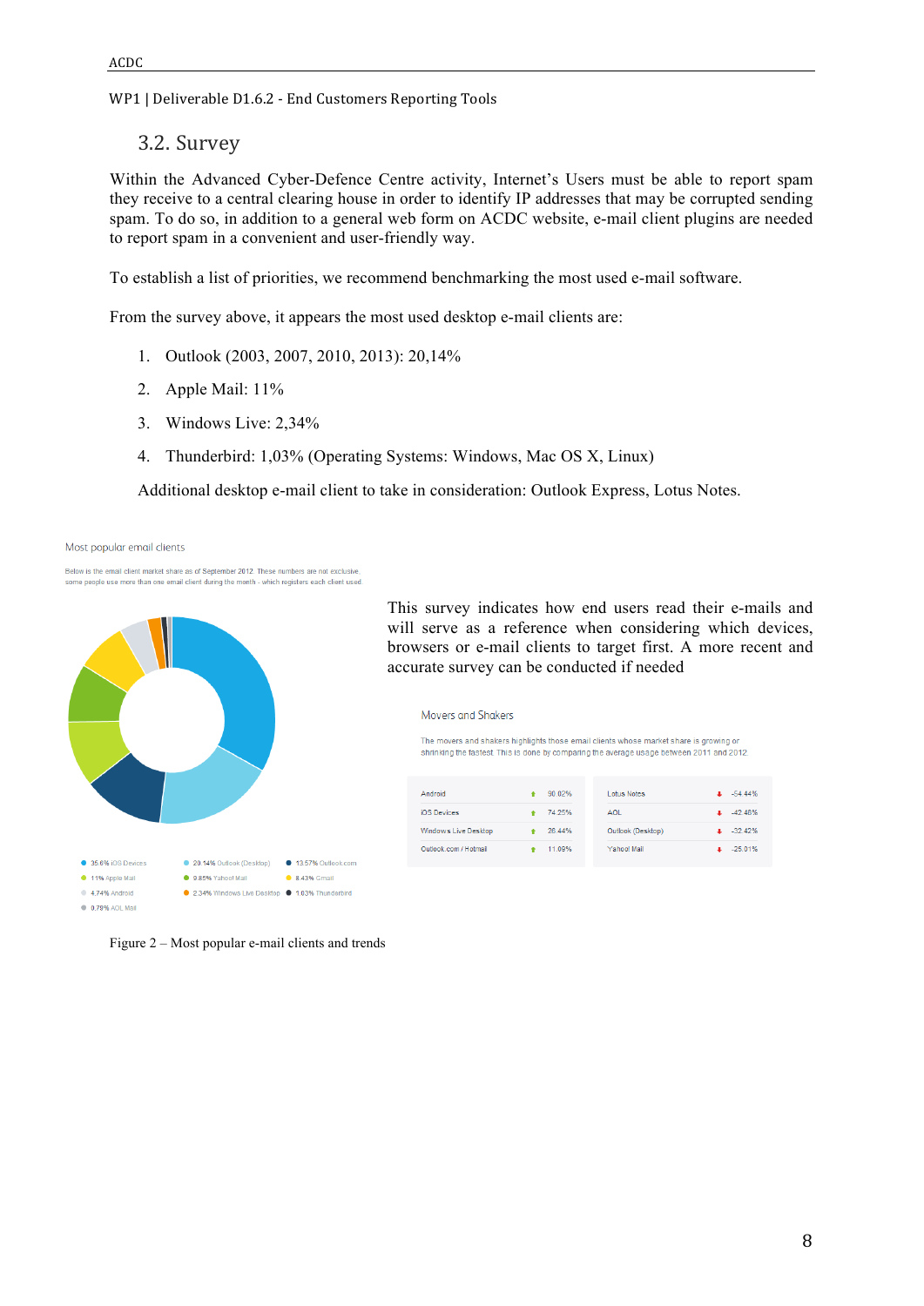## 3.2. Survey

Within the Advanced Cyber-Defence Centre activity, Internet's Users must be able to report spam they receive to a central clearing house in order to identify IP addresses that may be corrupted sending spam. To do so, in addition to a general web form on ACDC website, e-mail client plugins are needed to report spam in a convenient and user-friendly way.

To establish a list of priorities, we recommend benchmarking the most used e-mail software.

From the survey above, it appears the most used desktop e-mail clients are:

1. Outlook (2003, 2007, 2010, 2013): 20,14%
2. Apple Mail: 11%
3. Windows Live: 2,34%
4. Thunderbird: 1,03% (Operating Systems: Windows, Mac OS X, Linux)

Additional desktop e-mail client to take in consideration: Outlook Express, Lotus Notes.

Most popular email clients

Below is the email client market share as of September 2012. These numbers are not exclusive, some people use more than one email client during the month - which registers each client used.

- 35.6% iOS Devices
- 20.14% Outlook (Desktop)
- 13.57% Outlook.com
- 11% Apple Mail
- 9.85% Yahoo! Mail
- 8.43% Gmail
- 4.74% Android
- 2.34% Windows Live Desktop
- 1.03% Thunderbird
- 0.78% AOL Mail

This survey indicates how end users read their e-mails and will serve as a reference when considering which devices, browsers or e-mail clients to target first. A more recent and accurate survey can be conducted if needed

Movers and Shakers

The movers and shakers highlights those email clients whose market share is growing or shrinking the fastest. This is done by comparing the average usage between 2011 and 2012.

| Client | Change | Client | Change |
|---|---|---|---|
| Android | 90.02% | Lotus Notes | -54.44% |
| iOS Devices | 74.25% | AOL | -42.48% |
| Windows Live Desktop | 28.44% | Outlook (Desktop) | -32.42% |
| Outlook.com / Hotmail | 11.09% | Yahoo! Mail | -25.01% |

Figure 2 – Most popular e-mail clients and trends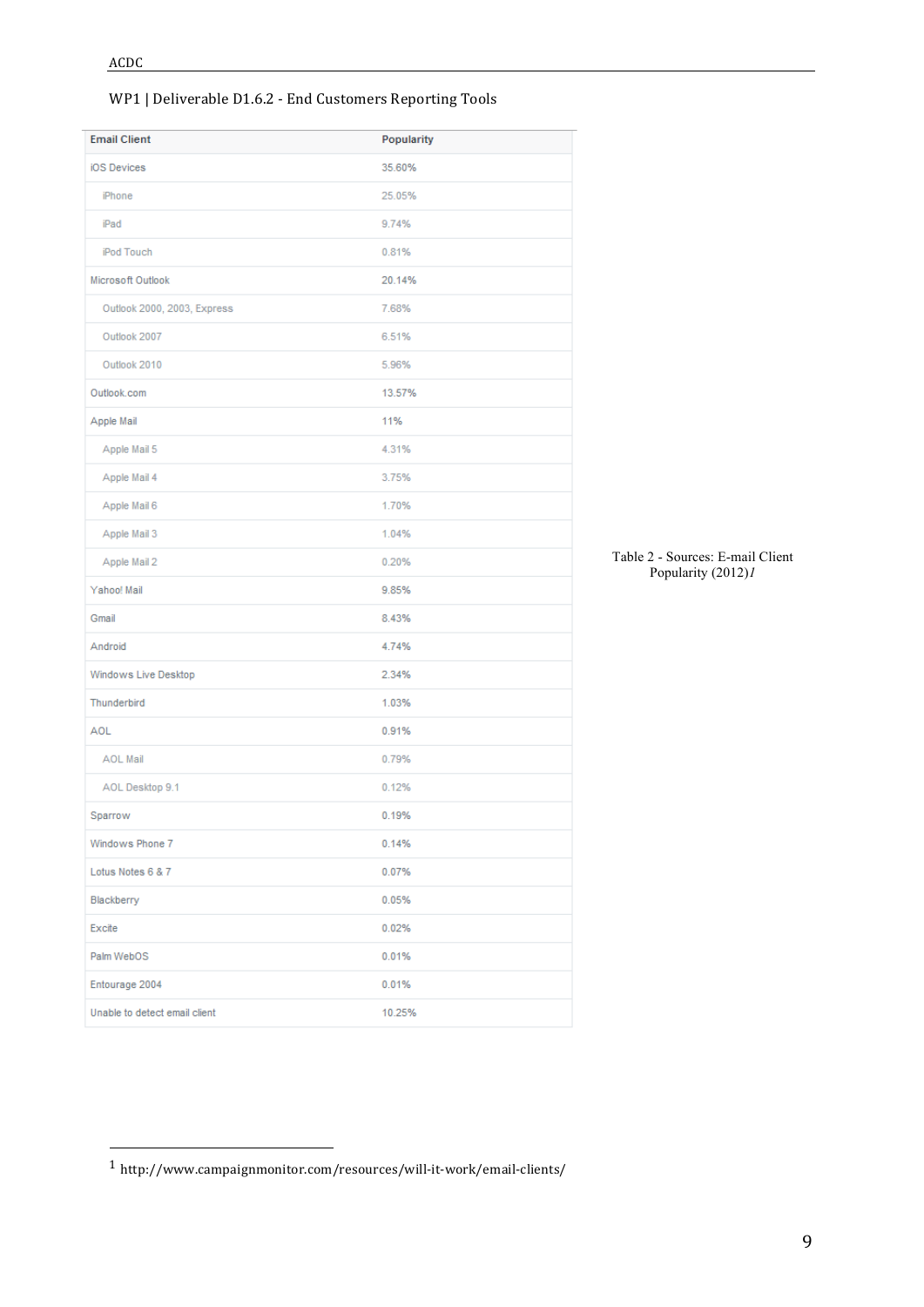| Email Client | Popularity |
|---|---|
| iOS Devices | 35.60% |
| iPhone | 25.05% |
| iPad | 9.74% |
| iPod Touch | 0.81% |
| Microsoft Outlook | 20.14% |
| Outlook 2000, 2003, Express | 7.68% |
| Outlook 2007 | 6.51% |
| Outlook 2010 | 5.96% |
| Outlook.com | 13.57% |
| Apple Mail | 11% |
| Apple Mail 5 | 4.31% |
| Apple Mail 4 | 3.75% |
| Apple Mail 6 | 1.70% |
| Apple Mail 3 | 1.04% |
| Apple Mail 2 | 0.20% |
| Yahoo! Mail | 9.85% |
| Gmail | 8.43% |
| Android | 4.74% |
| Windows Live Desktop | 2.34% |
| Thunderbird | 1.03% |
| AOL | 0.91% |
| AOL Mail | 0.79% |
| AOL Desktop 9.1 | 0.12% |
| Sparrow | 0.19% |
| Windows Phone 7 | 0.14% |
| Lotus Notes 6 & 7 | 0.07% |
| Blackberry | 0.05% |
| Excite | 0.02% |
| Palm WebOS | 0.01% |
| Entourage 2004 | 0.01% |
| Unable to detect email client | 10.25% |

Table 2 - Sources: E-mail Client Popularity (2012)[1]

[1] http://www.campaignmonitor.com/resources/will-it-work/email-clients/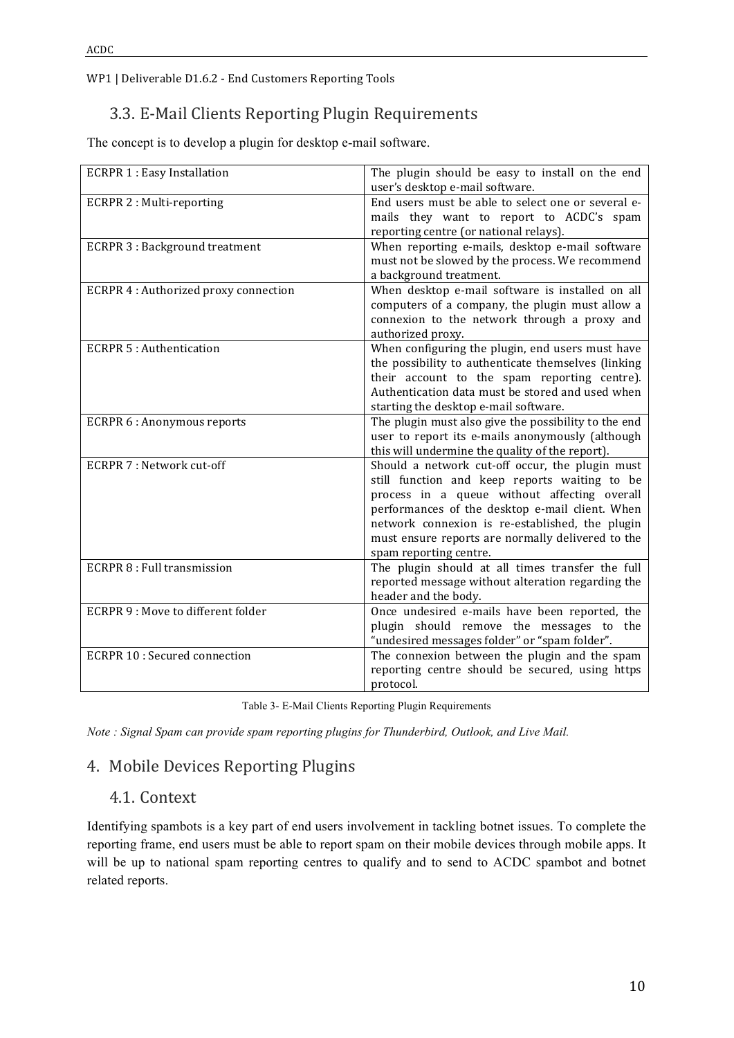## 3.3. E-Mail Clients Reporting Plugin Requirements

The concept is to develop a plugin for desktop e-mail software.

| | |
|---|---|
| ECRPR 1 : Easy Installation | The plugin should be easy to install on the end user's desktop e-mail software. |
| ECRPR 2 : Multi-reporting | End users must be able to select one or several e-mails they want to report to ACDC's spam reporting centre (or national relays). |
| ECRPR 3 : Background treatment | When reporting e-mails, desktop e-mail software must not be slowed by the process. We recommend a background treatment. |
| ECRPR 4 : Authorized proxy connection | When desktop e-mail software is installed on all computers of a company, the plugin must allow a connexion to the network through a proxy and authorized proxy. |
| ECRPR 5 : Authentication | When configuring the plugin, end users must have the possibility to authenticate themselves (linking their account to the spam reporting centre). Authentication data must be stored and used when starting the desktop e-mail software. |
| ECRPR 6 : Anonymous reports | The plugin must also give the possibility to the end user to report its e-mails anonymously (although this will undermine the quality of the report). |
| ECRPR 7 : Network cut-off | Should a network cut-off occur, the plugin must still function and keep reports waiting to be process in a queue without affecting overall performances of the desktop e-mail client. When network connexion is re-established, the plugin must ensure reports are normally delivered to the spam reporting centre. |
| ECRPR 8 : Full transmission | The plugin should at all times transfer the full reported message without alteration regarding the header and the body. |
| ECRPR 9 : Move to different folder | Once undesired e-mails have been reported, the plugin should remove the messages to the "undesired messages folder" or "spam folder". |
| ECRPR 10 : Secured connection | The connexion between the plugin and the spam reporting centre should be secured, using https protocol. |

Table 3- E-Mail Clients Reporting Plugin Requirements

*Note : Signal Spam can provide spam reporting plugins for Thunderbird, Outlook, and Live Mail.*

# 4. Mobile Devices Reporting Plugins

## 4.1. Context

Identifying spambots is a key part of end users involvement in tackling botnet issues. To complete the reporting frame, end users must be able to report spam on their mobile devices through mobile apps. It will be up to national spam reporting centres to qualify and to send to ACDC spambot and botnet related reports.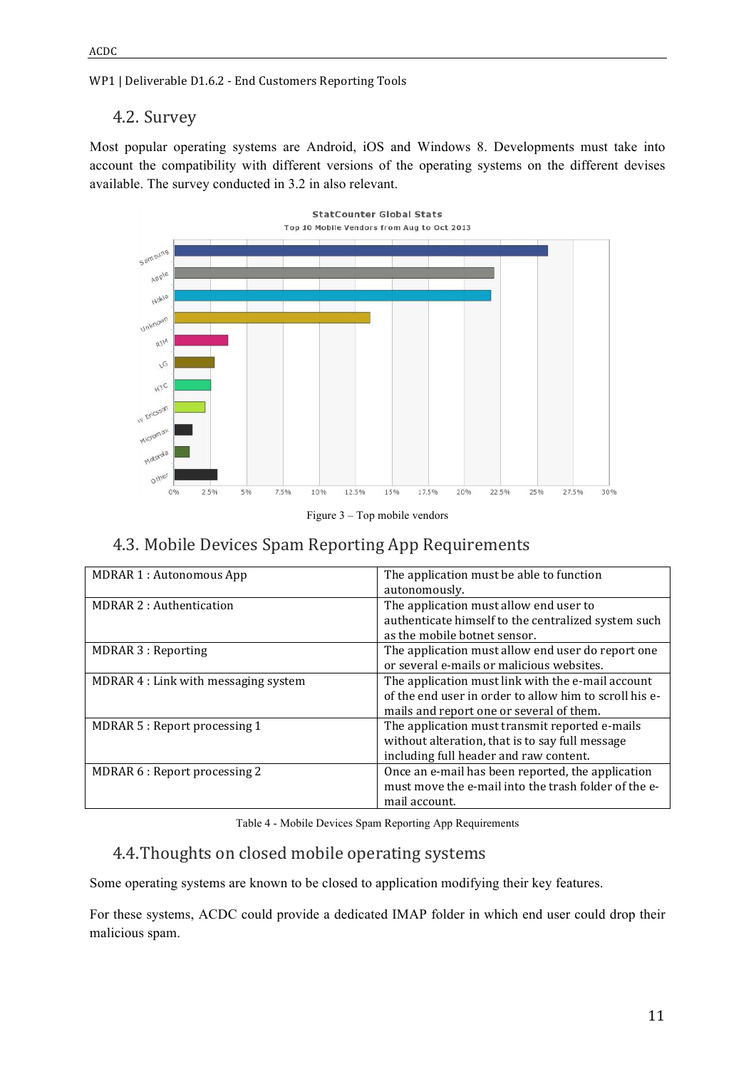## 4.2. Survey

Most popular operating systems are Android, iOS and Windows 8. Developments must take into account the compatibility with different versions of the operating systems on the different devises available. The survey conducted in 3.2 in also relevant.

Figure 3 – Top mobile vendors

## 4.3. Mobile Devices Spam Reporting App Requirements

| | |
|---|---|
| MDRAR 1 : Autonomous App | The application must be able to function autonomously. |
| MDRAR 2 : Authentication | The application must allow end user to authenticate himself to the centralized system such as the mobile botnet sensor. |
| MDRAR 3 : Reporting | The application must allow end user do report one or several e-mails or malicious websites. |
| MDRAR 4 : Link with messaging system | The application must link with the e-mail account of the end user in order to allow him to scroll his e-mails and report one or several of them. |
| MDRAR 5 : Report processing 1 | The application must transmit reported e-mails without alteration, that is to say full message including full header and raw content. |
| MDRAR 6 : Report processing 2 | Once an e-mail has been reported, the application must move the e-mail into the trash folder of the e-mail account. |

Table 4 - Mobile Devices Spam Reporting App Requirements

## 4.4. Thoughts on closed mobile operating systems

Some operating systems are known to be closed to application modifying their key features.

For these systems, ACDC could provide a dedicated IMAP folder in which end user could drop their malicious spam.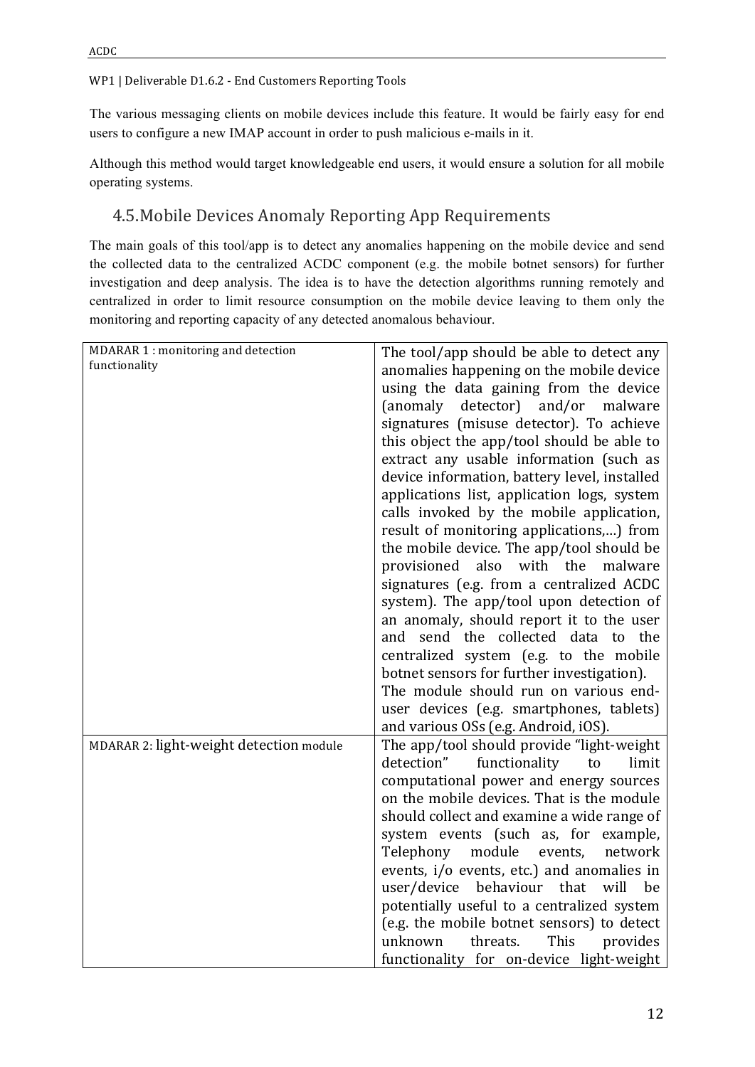The various messaging clients on mobile devices include this feature. It would be fairly easy for end users to configure a new IMAP account in order to push malicious e-mails in it.

Although this method would target knowledgeable end users, it would ensure a solution for all mobile operating systems.

## 4.5. Mobile Devices Anomaly Reporting App Requirements

The main goals of this tool/app is to detect any anomalies happening on the mobile device and send the collected data to the centralized ACDC component (e.g. the mobile botnet sensors) for further investigation and deep analysis. The idea is to have the detection algorithms running remotely and centralized in order to limit resource consumption on the mobile device leaving to them only the monitoring and reporting capacity of any detected anomalous behaviour.

| | |
|---|---|
| MDARAR 1 : monitoring and detection functionality | The tool/app should be able to detect any anomalies happening on the mobile device using the data gaining from the device (anomaly detector) and/or malware signatures (misuse detector). To achieve this object the app/tool should be able to extract any usable information (such as device information, battery level, installed applications list, application logs, system calls invoked by the mobile application, result of monitoring applications,…) from the mobile device. The app/tool should be provisioned also with the malware signatures (e.g. from a centralized ACDC system). The app/tool upon detection of an anomaly, should report it to the user and send the collected data to the centralized system (e.g. to the mobile botnet sensors for further investigation). The module should run on various end-user devices (e.g. smartphones, tablets) and various OSs (e.g. Android, iOS). |
| MDARAR 2: light-weight detection module | The app/tool should provide "light-weight detection" functionality to limit computational power and energy sources on the mobile devices. That is the module should collect and examine a wide range of system events (such as, for example, Telephony module events, network events, i/o events, etc.) and anomalies in user/device behaviour that will be potentially useful to a centralized system (e.g. the mobile botnet sensors) to detect unknown threats. This provides functionality for on-device light-weight |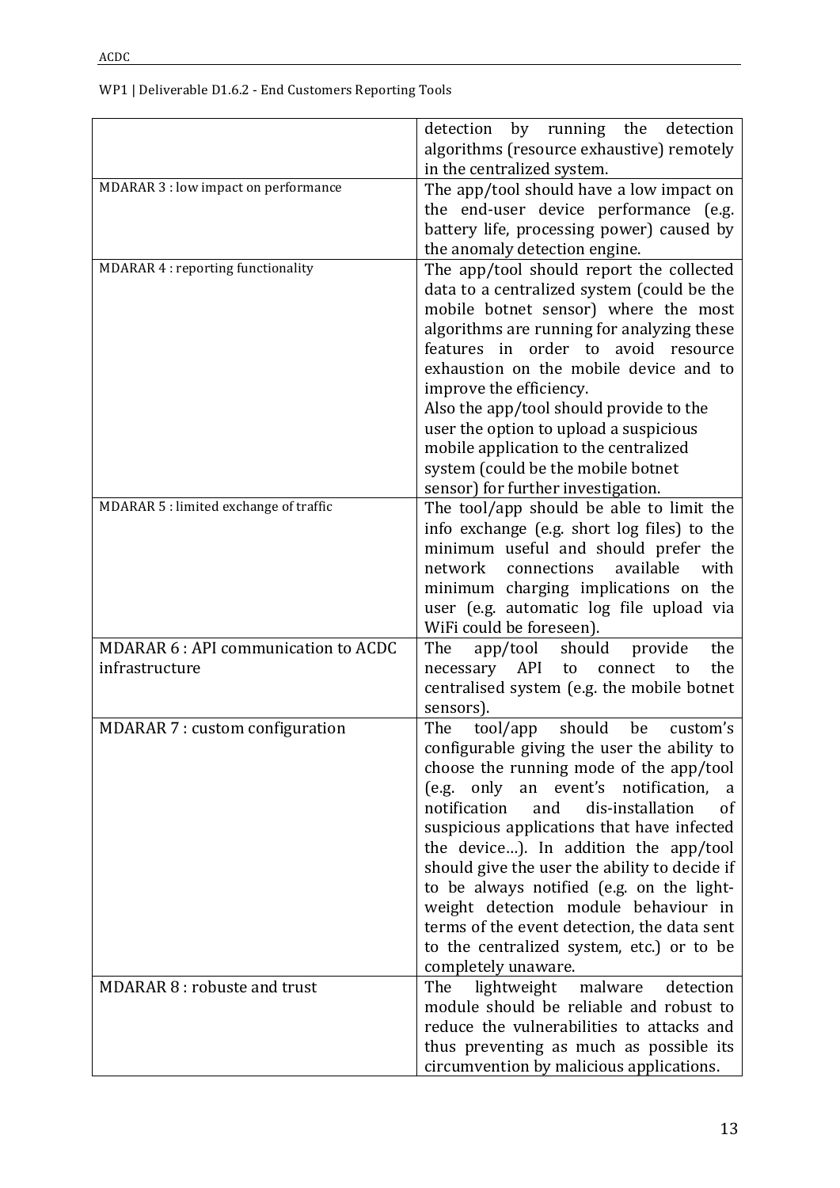| | |
|---|---|
| | detection by running the detection algorithms (resource exhaustive) remotely in the centralized system. |
| MDARAR 3 : low impact on performance | The app/tool should have a low impact on the end-user device performance (e.g. battery life, processing power) caused by the anomaly detection engine. |
| MDARAR 4 : reporting functionality | The app/tool should report the collected data to a centralized system (could be the mobile botnet sensor) where the most algorithms are running for analyzing these features in order to avoid resource exhaustion on the mobile device and to improve the efficiency.<br>Also the app/tool should provide to the user the option to upload a suspicious mobile application to the centralized system (could be the mobile botnet sensor) for further investigation. |
| MDARAR 5 : limited exchange of traffic | The tool/app should be able to limit the info exchange (e.g. short log files) to the minimum useful and should prefer the network connections available with minimum charging implications on the user (e.g. automatic log file upload via WiFi could be foreseen). |
| MDARAR 6 : API communication to ACDC infrastructure | The app/tool should provide the necessary API to connect to the centralised system (e.g. the mobile botnet sensors). |
| MDARAR 7 : custom configuration | The tool/app should be custom's configurable giving the user the ability to choose the running mode of the app/tool (e.g. only an event's notification, a notification and dis-installation of suspicious applications that have infected the device…). In addition the app/tool should give the user the ability to decide if to be always notified (e.g. on the light-weight detection module behaviour in terms of the event detection, the data sent to the centralized system, etc.) or to be completely unaware. |
| MDARAR 8 : robuste and trust | The lightweight malware detection module should be reliable and robust to reduce the vulnerabilities to attacks and thus preventing as much as possible its circumvention by malicious applications. |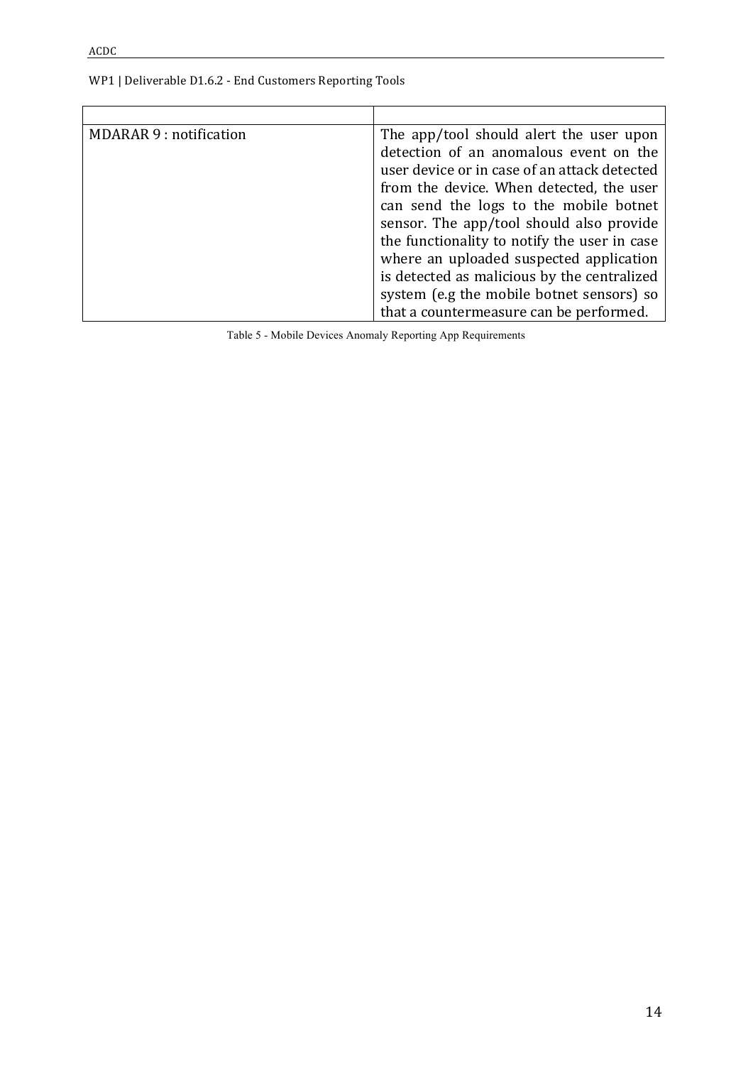| | |
|---|---|
| MDARAR 9 : notification | The app/tool should alert the user upon detection of an anomalous event on the user device or in case of an attack detected from the device. When detected, the user can send the logs to the mobile botnet sensor. The app/tool should also provide the functionality to notify the user in case where an uploaded suspected application is detected as malicious by the centralized system (e.g the mobile botnet sensors) so that a countermeasure can be performed. |

Table 5 - Mobile Devices Anomaly Reporting App Requirements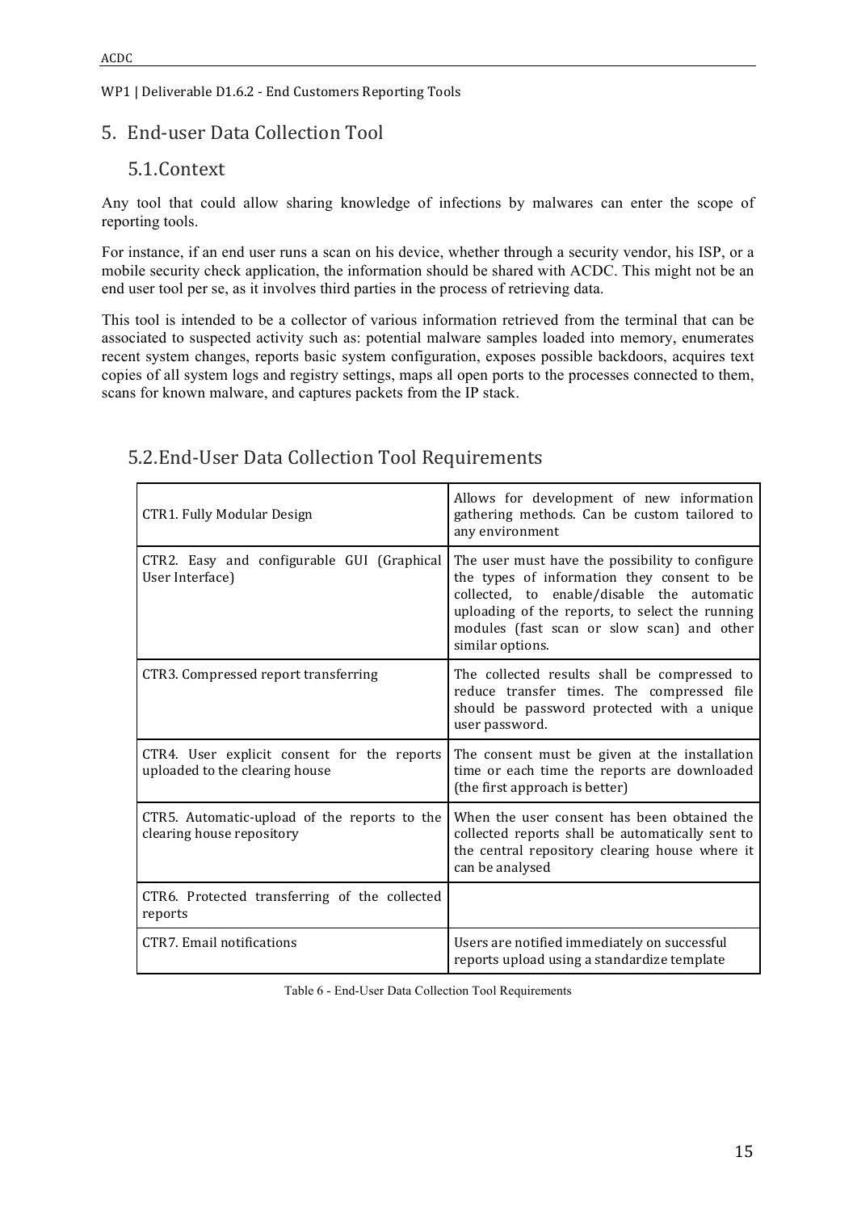# 5. End-user Data Collection Tool

## 5.1. Context

Any tool that could allow sharing knowledge of infections by malwares can enter the scope of reporting tools.

For instance, if an end user runs a scan on his device, whether through a security vendor, his ISP, or a mobile security check application, the information should be shared with ACDC. This might not be an end user tool per se, as it involves third parties in the process of retrieving data.

This tool is intended to be a collector of various information retrieved from the terminal that can be associated to suspected activity such as: potential malware samples loaded into memory, enumerates recent system changes, reports basic system configuration, exposes possible backdoors, acquires text copies of all system logs and registry settings, maps all open ports to the processes connected to them, scans for known malware, and captures packets from the IP stack.

## 5.2. End-User Data Collection Tool Requirements

| | |
|---|---|
| CTR1. Fully Modular Design | Allows for development of new information gathering methods. Can be custom tailored to any environment |
| CTR2. Easy and configurable GUI (Graphical User Interface) | The user must have the possibility to configure the types of information they consent to be collected, to enable/disable the automatic uploading of the reports, to select the running modules (fast scan or slow scan) and other similar options. |
| CTR3. Compressed report transferring | The collected results shall be compressed to reduce transfer times. The compressed file should be password protected with a unique user password. |
| CTR4. User explicit consent for the reports uploaded to the clearing house | The consent must be given at the installation time or each time the reports are downloaded (the first approach is better) |
| CTR5. Automatic-upload of the reports to the clearing house repository | When the user consent has been obtained the collected reports shall be automatically sent to the central repository clearing house where it can be analysed |
| CTR6. Protected transferring of the collected reports | |
| CTR7. Email notifications | Users are notified immediately on successful reports upload using a standardize template |

Table 6 - End-User Data Collection Tool Requirements